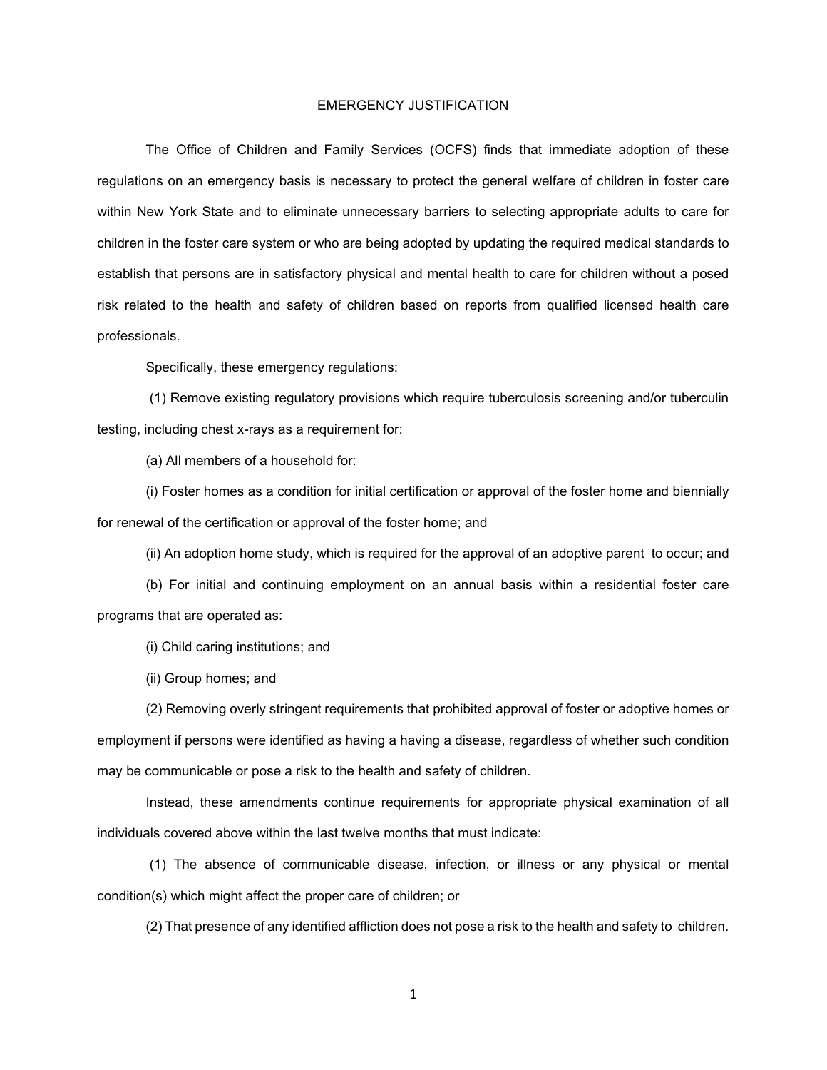# EMERGENCY JUSTIFICATION

The Office of Children and Family Services (OCFS) finds that immediate adoption of these regulations on an emergency basis is necessary to protect the general welfare of children in foster care within New York State and to eliminate unnecessary barriers to selecting appropriate adults to care for children in the foster care system or who are being adopted by updating the required medical standards to establish that persons are in satisfactory physical and mental health to care for children without a posed risk related to the health and safety of children based on reports from qualified licensed health care professionals.

Specifically, these emergency regulations:

(1) Remove existing regulatory provisions which require tuberculosis screening and/or tuberculin testing, including chest x-rays as a requirement for:

(a) All members of a household for:

(i) Foster homes as a condition for initial certification or approval of the foster home and biennially for renewal of the certification or approval of the foster home; and

(ii) An adoption home study, which is required for the approval of an adoptive parent to occur; and

(b) For initial and continuing employment on an annual basis within a residential foster care programs that are operated as:

(i) Child caring institutions; and

(ii) Group homes; and

(2) Removing overly stringent requirements that prohibited approval of foster or adoptive homes or employment if persons were identified as having a having a disease, regardless of whether such condition may be communicable or pose a risk to the health and safety of children.

Instead, these amendments continue requirements for appropriate physical examination of all individuals covered above within the last twelve months that must indicate:

(1) The absence of communicable disease, infection, or illness or any physical or mental condition(s) which might affect the proper care of children; or

(2) That presence of any identified affliction does not pose a risk to the health and safety to children.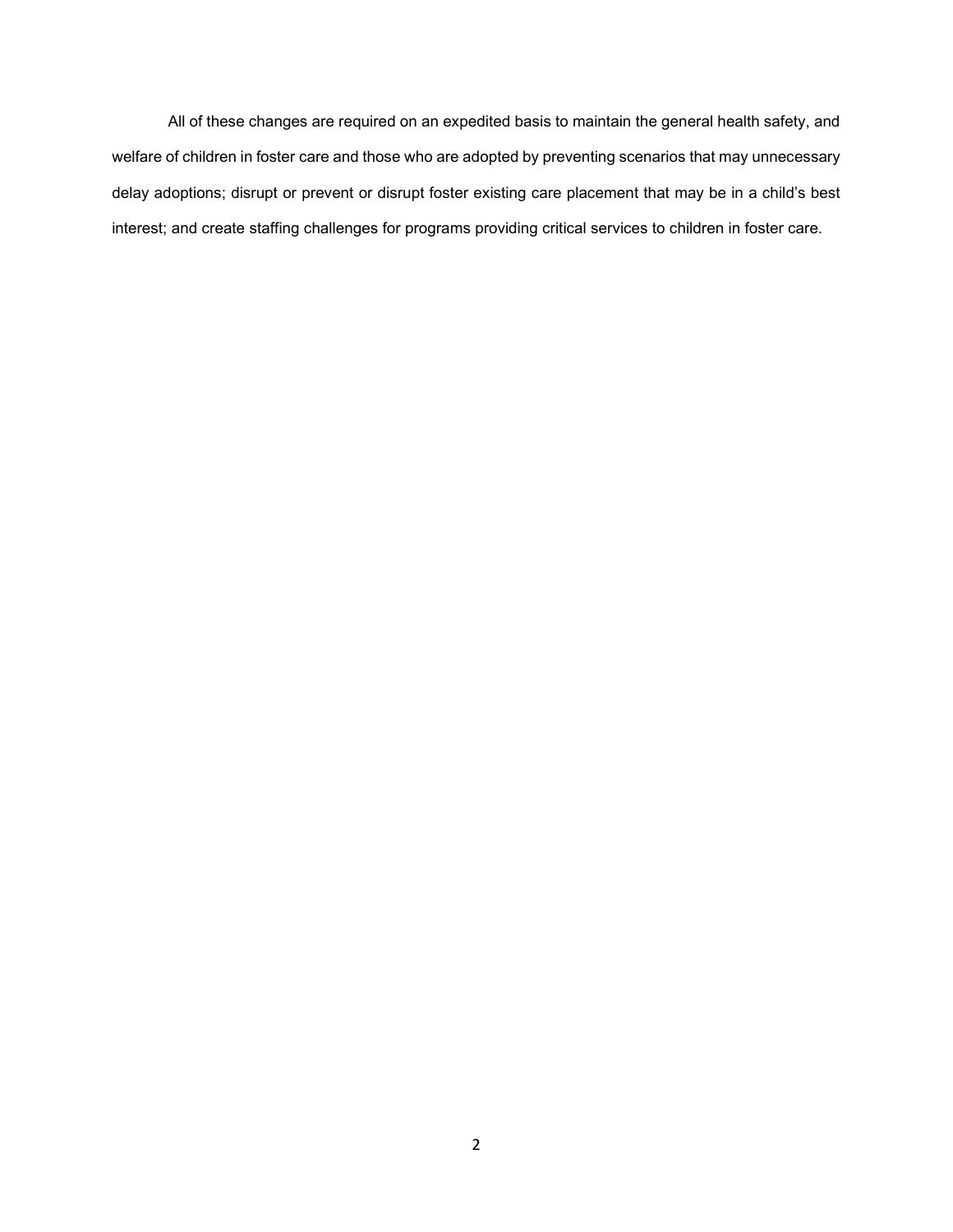All of these changes are required on an expedited basis to maintain the general health safety, and welfare of children in foster care and those who are adopted by preventing scenarios that may unnecessary delay adoptions; disrupt or prevent or disrupt foster existing care placement that may be in a child's best interest; and create staffing challenges for programs providing critical services to children in foster care.